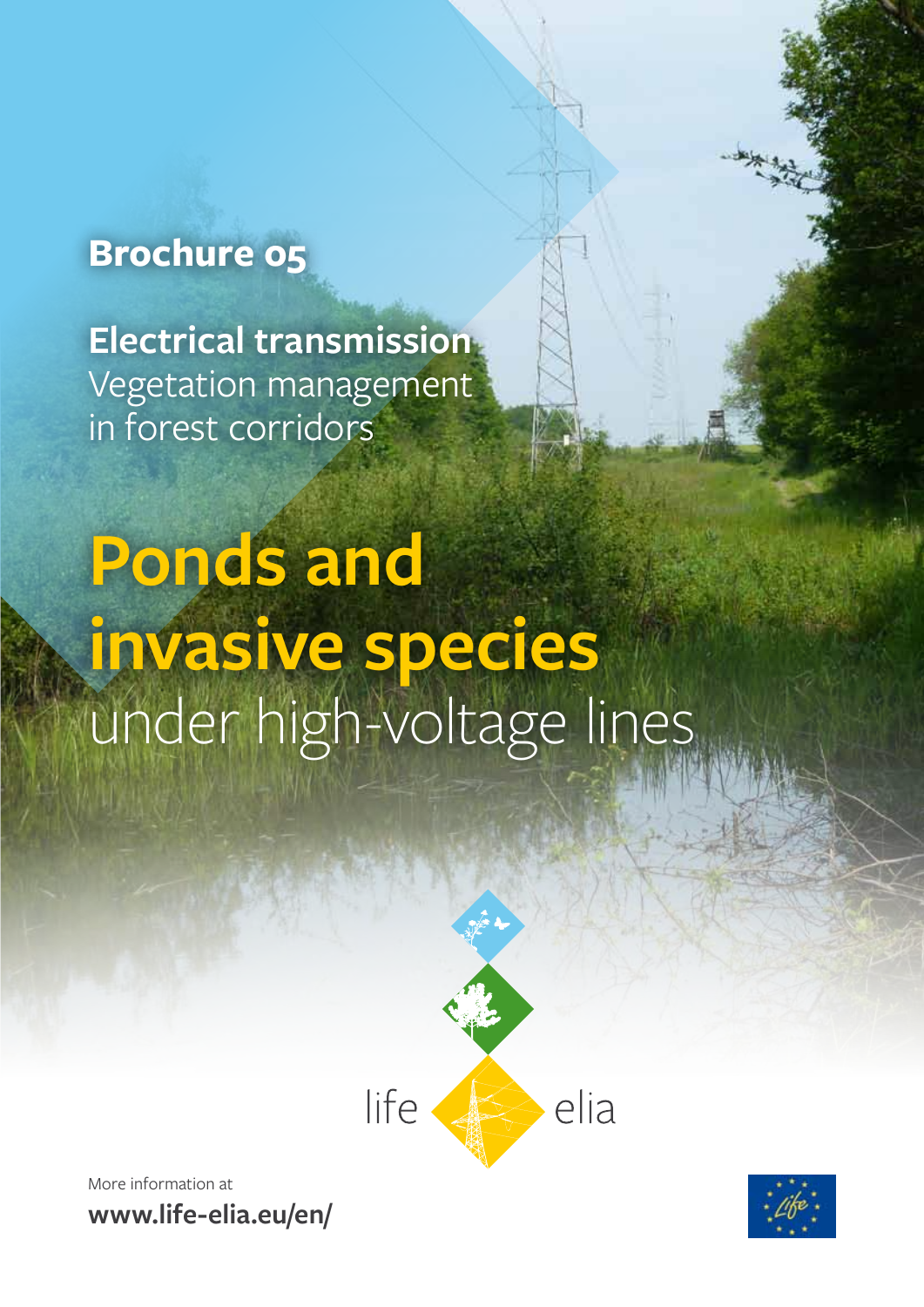**Brochure 05**

**Electrical transmission**
Vegetation management
in forest corridors

# Ponds and invasive species under high-voltage lines

life elia

More information at
**www.life-elia.eu/en/**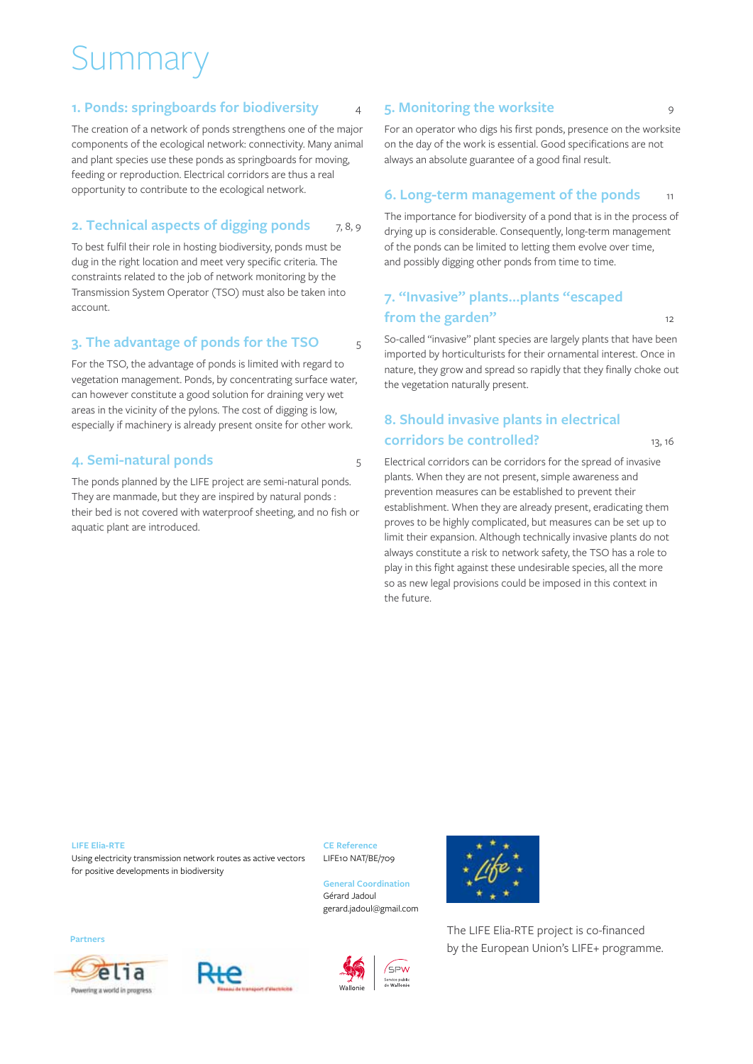# Summary

## 1. Ponds: springboards for biodiversity 4

The creation of a network of ponds strengthens one of the major components of the ecological network: connectivity. Many animal and plant species use these ponds as springboards for moving, feeding or reproduction. Electrical corridors are thus a real opportunity to contribute to the ecological network.

## 2. Technical aspects of digging ponds 7, 8, 9

To best fulfil their role in hosting biodiversity, ponds must be dug in the right location and meet very specific criteria. The constraints related to the job of network monitoring by the Transmission System Operator (TSO) must also be taken into account.

## 3. The advantage of ponds for the TSO 5

For the TSO, the advantage of ponds is limited with regard to vegetation management. Ponds, by concentrating surface water, can however constitute a good solution for draining very wet areas in the vicinity of the pylons. The cost of digging is low, especially if machinery is already present onsite for other work.

## 4. Semi-natural ponds 5

The ponds planned by the LIFE project are semi-natural ponds. They are manmade, but they are inspired by natural ponds : their bed is not covered with waterproof sheeting, and no fish or aquatic plant are introduced.

## 5. Monitoring the worksite 9

For an operator who digs his first ponds, presence on the worksite on the day of the work is essential. Good specifications are not always an absolute guarantee of a good final result.

## 6. Long-term management of the ponds 11

The importance for biodiversity of a pond that is in the process of drying up is considerable. Consequently, long-term management of the ponds can be limited to letting them evolve over time, and possibly digging other ponds from time to time.

## 7. “Invasive” plants…plants “escaped from the garden” 12

So-called “invasive” plant species are largely plants that have been imported by horticulturists for their ornamental interest. Once in nature, they grow and spread so rapidly that they finally choke out the vegetation naturally present.

## 8. Should invasive plants in electrical corridors be controlled? 13, 16

Electrical corridors can be corridors for the spread of invasive plants. When they are not present, simple awareness and prevention measures can be established to prevent their establishment. When they are already present, eradicating them proves to be highly complicated, but measures can be set up to limit their expansion. Although technically invasive plants do not always constitute a risk to network safety, the TSO has a role to play in this fight against these undesirable species, all the more so as new legal provisions could be imposed in this context in the future.

**LIFE Elia-RTE**
Using electricity transmission network routes as active vectors for positive developments in biodiversity

**CE Reference**
LIFE10 NAT/BE/709

**General Coordination**
Gérard Jadoul
gerard.jadoul@gmail.com

The LIFE Elia-RTE project is co-financed by the European Union’s LIFE+ programme.

**Partners**

elia – Powering a world in progress
Rte – Réseau de transport d'électricité
Wallonie
SPW – Service public de Wallonie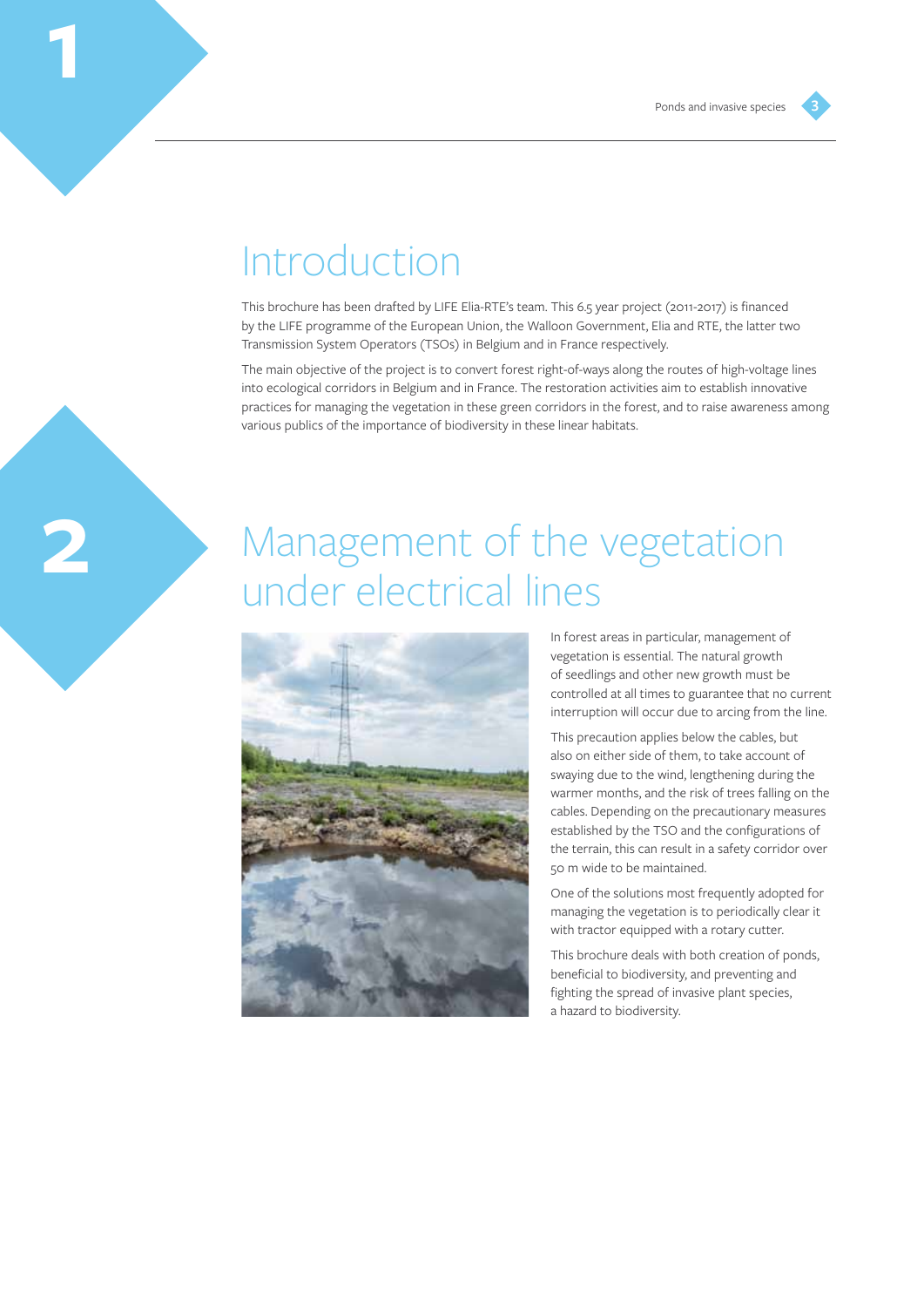# 1 Introduction

This brochure has been drafted by LIFE Elia-RTE's team. This 6.5 year project (2011-2017) is financed by the LIFE programme of the European Union, the Walloon Government, Elia and RTE, the latter two Transmission System Operators (TSOs) in Belgium and in France respectively.

The main objective of the project is to convert forest right-of-ways along the routes of high-voltage lines into ecological corridors in Belgium and in France. The restoration activities aim to establish innovative practices for managing the vegetation in these green corridors in the forest, and to raise awareness among various publics of the importance of biodiversity in these linear habitats.

# 2 Management of the vegetation under electrical lines

In forest areas in particular, management of vegetation is essential. The natural growth of seedlings and other new growth must be controlled at all times to guarantee that no current interruption will occur due to arcing from the line.

This precaution applies below the cables, but also on either side of them, to take account of swaying due to the wind, lengthening during the warmer months, and the risk of trees falling on the cables. Depending on the precautionary measures established by the TSO and the configurations of the terrain, this can result in a safety corridor over 50 m wide to be maintained.

One of the solutions most frequently adopted for managing the vegetation is to periodically clear it with tractor equipped with a rotary cutter.

This brochure deals with both creation of ponds, beneficial to biodiversity, and preventing and fighting the spread of invasive plant species, a hazard to biodiversity.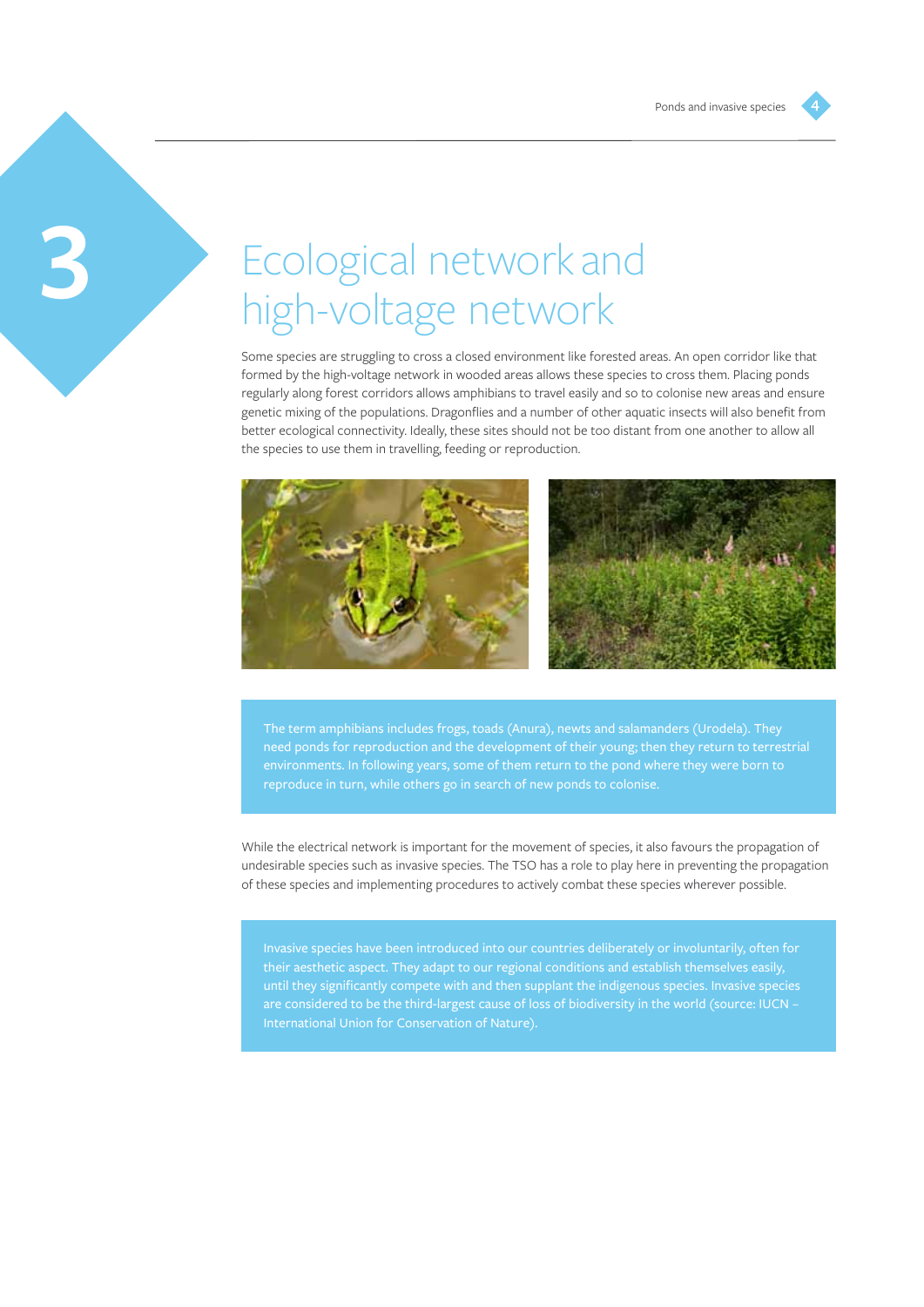# 3 Ecological network and high-voltage network

Some species are struggling to cross a closed environment like forested areas. An open corridor like that formed by the high-voltage network in wooded areas allows these species to cross them. Placing ponds regularly along forest corridors allows amphibians to travel easily and so to colonise new areas and ensure genetic mixing of the populations. Dragonflies and a number of other aquatic insects will also benefit from better ecological connectivity. Ideally, these sites should not be too distant from one another to allow all the species to use them in travelling, feeding or reproduction.

> The term amphibians includes frogs, toads (Anura), newts and salamanders (Urodela). They need ponds for reproduction and the development of their young; then they return to terrestrial environments. In following years, some of them return to the pond where they were born to reproduce in turn, while others go in search of new ponds to colonise.

While the electrical network is important for the movement of species, it also favours the propagation of undesirable species such as invasive species. The TSO has a role to play here in preventing the propagation of these species and implementing procedures to actively combat these species wherever possible.

> Invasive species have been introduced into our countries deliberately or involuntarily, often for their aesthetic aspect. They adapt to our regional conditions and establish themselves easily, until they significantly compete with and then supplant the indigenous species. Invasive species are considered to be the third-largest cause of loss of biodiversity in the world (source: IUCN – International Union for Conservation of Nature).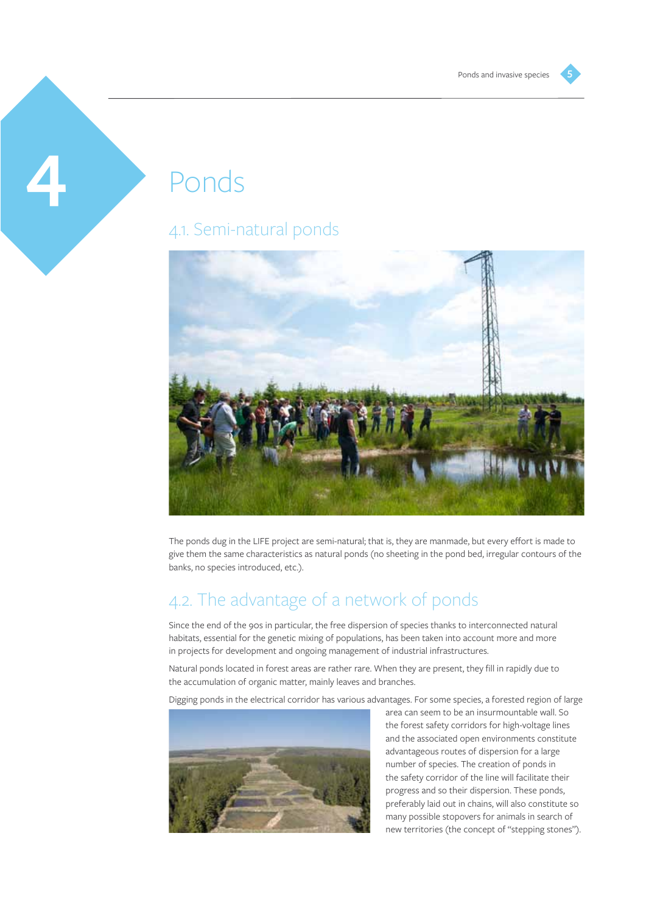# 4 Ponds

## 4.1. Semi-natural ponds

The ponds dug in the LIFE project are semi-natural; that is, they are manmade, but every effort is made to give them the same characteristics as natural ponds (no sheeting in the pond bed, irregular contours of the banks, no species introduced, etc.).

## 4.2. The advantage of a network of ponds

Since the end of the 90s in particular, the free dispersion of species thanks to interconnected natural habitats, essential for the genetic mixing of populations, has been taken into account more and more in projects for development and ongoing management of industrial infrastructures.

Natural ponds located in forest areas are rather rare. When they are present, they fill in rapidly due to the accumulation of organic matter, mainly leaves and branches.

Digging ponds in the electrical corridor has various advantages. For some species, a forested region of large area can seem to be an insurmountable wall. So the forest safety corridors for high-voltage lines and the associated open environments constitute advantageous routes of dispersion for a large number of species. The creation of ponds in the safety corridor of the line will facilitate their progress and so their dispersion. These ponds, preferably laid out in chains, will also constitute so many possible stopovers for animals in search of new territories (the concept of "stepping stones").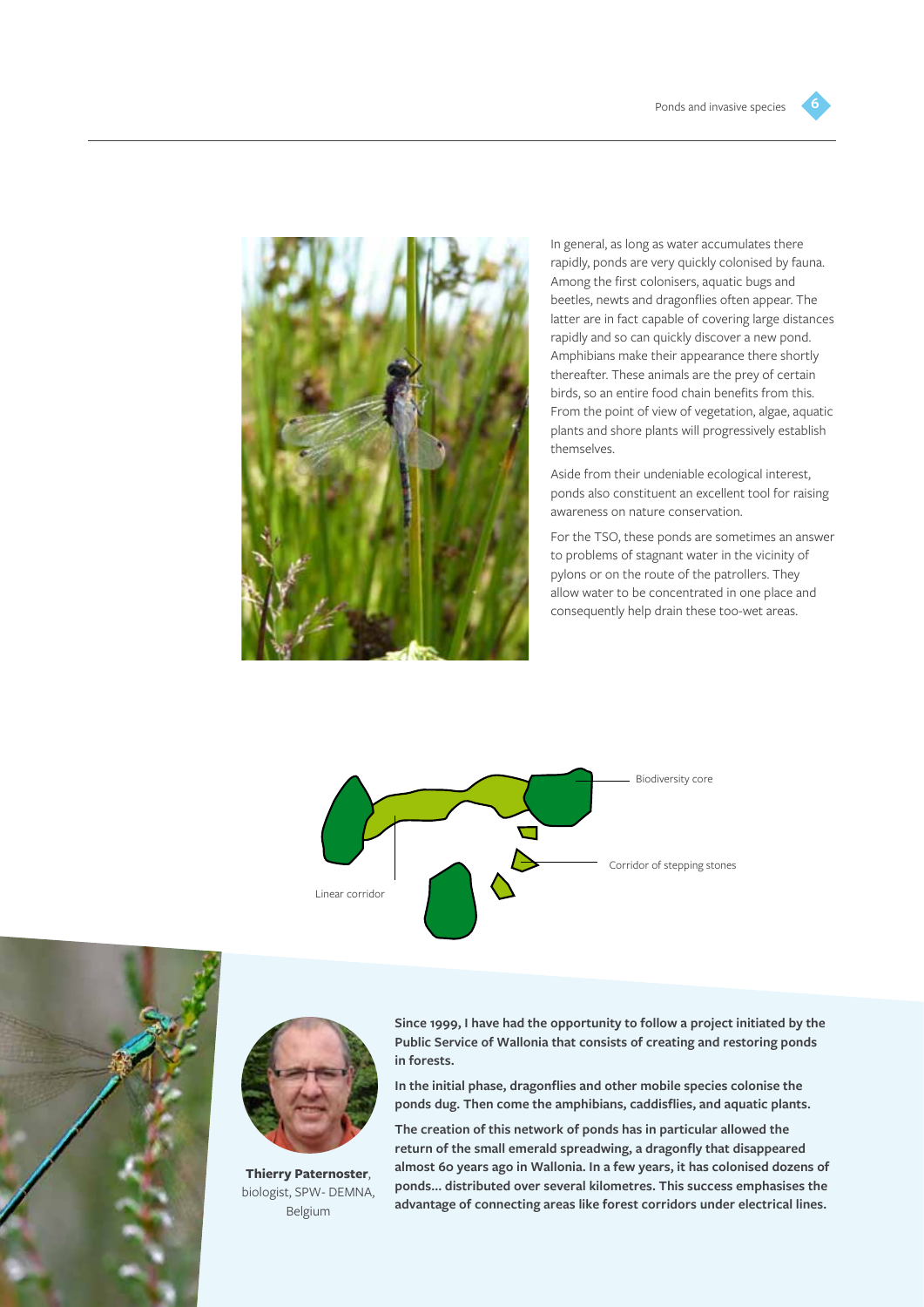In general, as long as water accumulates there rapidly, ponds are very quickly colonised by fauna. Among the first colonisers, aquatic bugs and beetles, newts and dragonflies often appear. The latter are in fact capable of covering large distances rapidly and so can quickly discover a new pond. Amphibians make their appearance there shortly thereafter. These animals are the prey of certain birds, so an entire food chain benefits from this. From the point of view of vegetation, algae, aquatic plants and shore plants will progressively establish themselves.

Aside from their undeniable ecological interest, ponds also constituent an excellent tool for raising awareness on nature conservation.

For the TSO, these ponds are sometimes an answer to problems of stagnant water in the vicinity of pylons or on the route of the patrollers. They allow water to be concentrated in one place and consequently help drain these too-wet areas.

Biodiversity core

Corridor of stepping stones

Linear corridor

**Since 1999, I have had the opportunity to follow a project initiated by the Public Service of Wallonia that consists of creating and restoring ponds in forests.**

**In the initial phase, dragonflies and other mobile species colonise the ponds dug. Then come the amphibians, caddisflies, and aquatic plants.**

**The creation of this network of ponds has in particular allowed the return of the small emerald spreadwing, a dragonfly that disappeared almost 60 years ago in Wallonia. In a few years, it has colonised dozens of ponds... distributed over several kilometres. This success emphasises the advantage of connecting areas like forest corridors under electrical lines.**

**Thierry Paternoster**, biologist, SPW- DEMNA, Belgium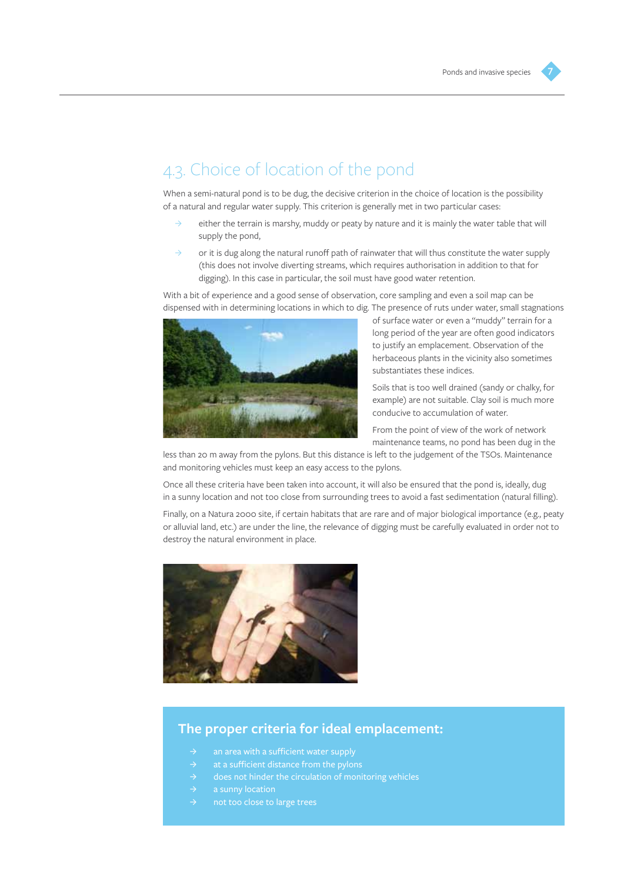## 4.3. Choice of location of the pond

When a semi-natural pond is to be dug, the decisive criterion in the choice of location is the possibility of a natural and regular water supply. This criterion is generally met in two particular cases:

- either the terrain is marshy, muddy or peaty by nature and it is mainly the water table that will supply the pond,
- or it is dug along the natural runoff path of rainwater that will thus constitute the water supply (this does not involve diverting streams, which requires authorisation in addition to that for digging). In this case in particular, the soil must have good water retention.

With a bit of experience and a good sense of observation, core sampling and even a soil map can be dispensed with in determining locations in which to dig. The presence of ruts under water, small stagnations of surface water or even a "muddy" terrain for a long period of the year are often good indicators to justify an emplacement. Observation of the herbaceous plants in the vicinity also sometimes substantiates these indices.

Soils that is too well drained (sandy or chalky, for example) are not suitable. Clay soil is much more conducive to accumulation of water.

From the point of view of the work of network maintenance teams, no pond has been dug in the less than 20 m away from the pylons. But this distance is left to the judgement of the TSOs. Maintenance and monitoring vehicles must keep an easy access to the pylons.

Once all these criteria have been taken into account, it will also be ensured that the pond is, ideally, dug in a sunny location and not too close from surrounding trees to avoid a fast sedimentation (natural filling).

Finally, on a Natura 2000 site, if certain habitats that are rare and of major biological importance (e.g., peaty or alluvial land, etc.) are under the line, the relevance of digging must be carefully evaluated in order not to destroy the natural environment in place.

### The proper criteria for ideal emplacement:

- an area with a sufficient water supply
- at a sufficient distance from the pylons
- does not hinder the circulation of monitoring vehicles
- a sunny location
- not too close to large trees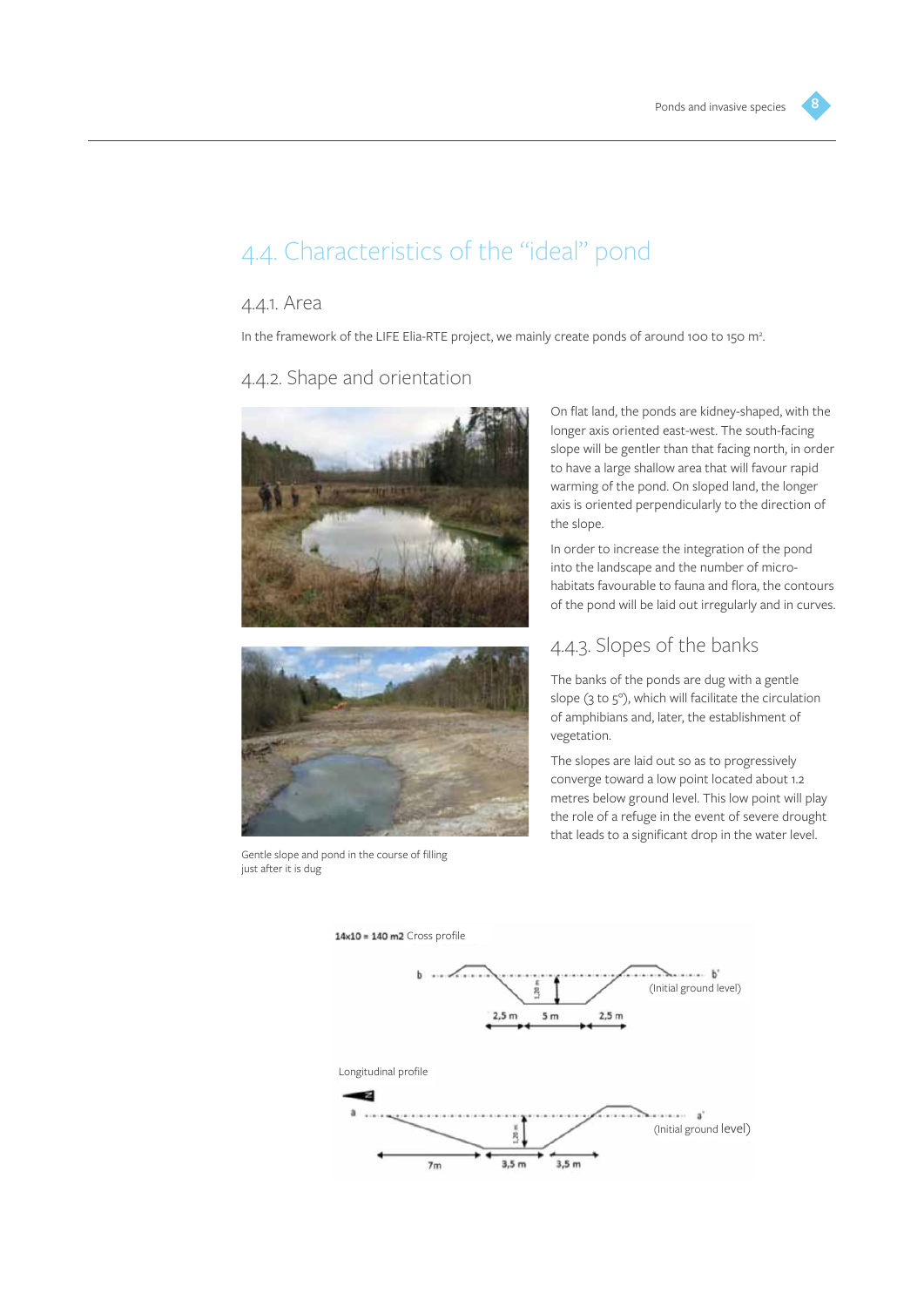## 4.4. Characteristics of the "ideal" pond

### 4.4.1. Area

In the framework of the LIFE Elia-RTE project, we mainly create ponds of around 100 to 150 m².

### 4.4.2. Shape and orientation

On flat land, the ponds are kidney-shaped, with the longer axis oriented east-west. The south-facing slope will be gentler than that facing north, in order to have a large shallow area that will favour rapid warming of the pond. On sloped land, the longer axis is oriented perpendicularly to the direction of the slope.

In order to increase the integration of the pond into the landscape and the number of micro-habitats favourable to fauna and flora, the contours of the pond will be laid out irregularly and in curves.

Gentle slope and pond in the course of filling just after it is dug

### 4.4.3. Slopes of the banks

The banks of the ponds are dug with a gentle slope (3 to 5°), which will facilitate the circulation of amphibians and, later, the establishment of vegetation.

The slopes are laid out so as to progressively converge toward a low point located about 1.2 metres below ground level. This low point will play the role of a refuge in the event of severe drought that leads to a significant drop in the water level.

**14x10 = 140 m2** Cross profile

b — b' (Initial ground level)

1,20 m

2,5 m — 5 m — 2,5 m

Longitudinal profile

a — a' (Initial ground level)

1,20 m

7m — 3,5 m — 3,5 m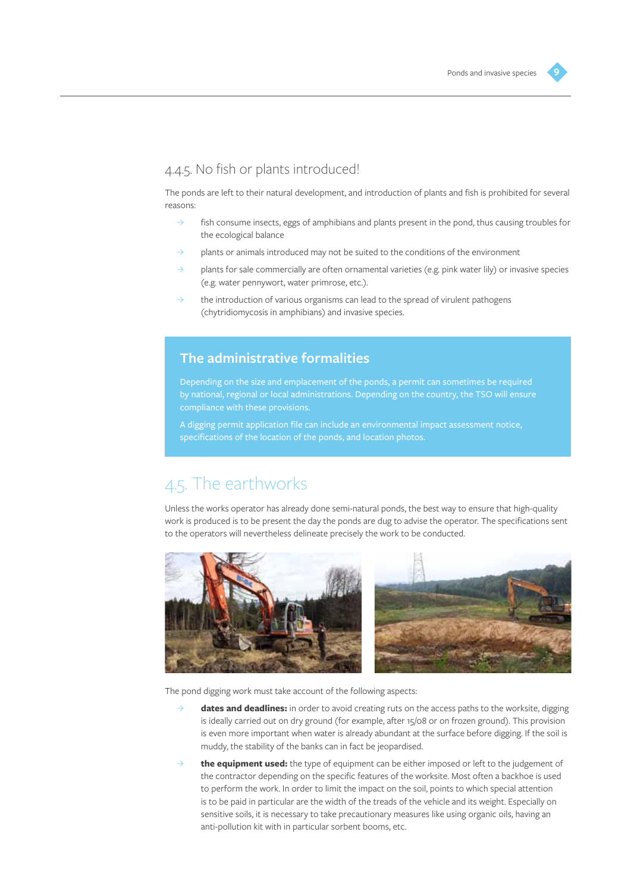### 4.4.5. No fish or plants introduced!

The ponds are left to their natural development, and introduction of plants and fish is prohibited for several reasons:

- fish consume insects, eggs of amphibians and plants present in the pond, thus causing troubles for the ecological balance
- plants or animals introduced may not be suited to the conditions of the environment
- plants for sale commercially are often ornamental varieties (e.g. pink water lily) or invasive species (e.g. water pennywort, water primrose, etc.).
- the introduction of various organisms can lead to the spread of virulent pathogens (chytridiomycosis in amphibians) and invasive species.

#### The administrative formalities

Depending on the size and emplacement of the ponds, a permit can sometimes be required by national, regional or local administrations. Depending on the country, the TSO will ensure compliance with these provisions.

A digging permit application file can include an environmental impact assessment notice, specifications of the location of the ponds, and location photos.

## 4.5. The earthworks

Unless the works operator has already done semi-natural ponds, the best way to ensure that high-quality work is produced is to be present the day the ponds are dug to advise the operator. The specifications sent to the operators will nevertheless delineate precisely the work to be conducted.

The pond digging work must take account of the following aspects:

- **dates and deadlines:** in order to avoid creating ruts on the access paths to the worksite, digging is ideally carried out on dry ground (for example, after 15/08 or on frozen ground). This provision is even more important when water is already abundant at the surface before digging. If the soil is muddy, the stability of the banks can in fact be jeopardised.
- **the equipment used:** the type of equipment can be either imposed or left to the judgement of the contractor depending on the specific features of the worksite. Most often a backhoe is used to perform the work. In order to limit the impact on the soil, points to which special attention is to be paid in particular are the width of the treads of the vehicle and its weight. Especially on sensitive soils, it is necessary to take precautionary measures like using organic oils, having an anti-pollution kit with in particular sorbent booms, etc.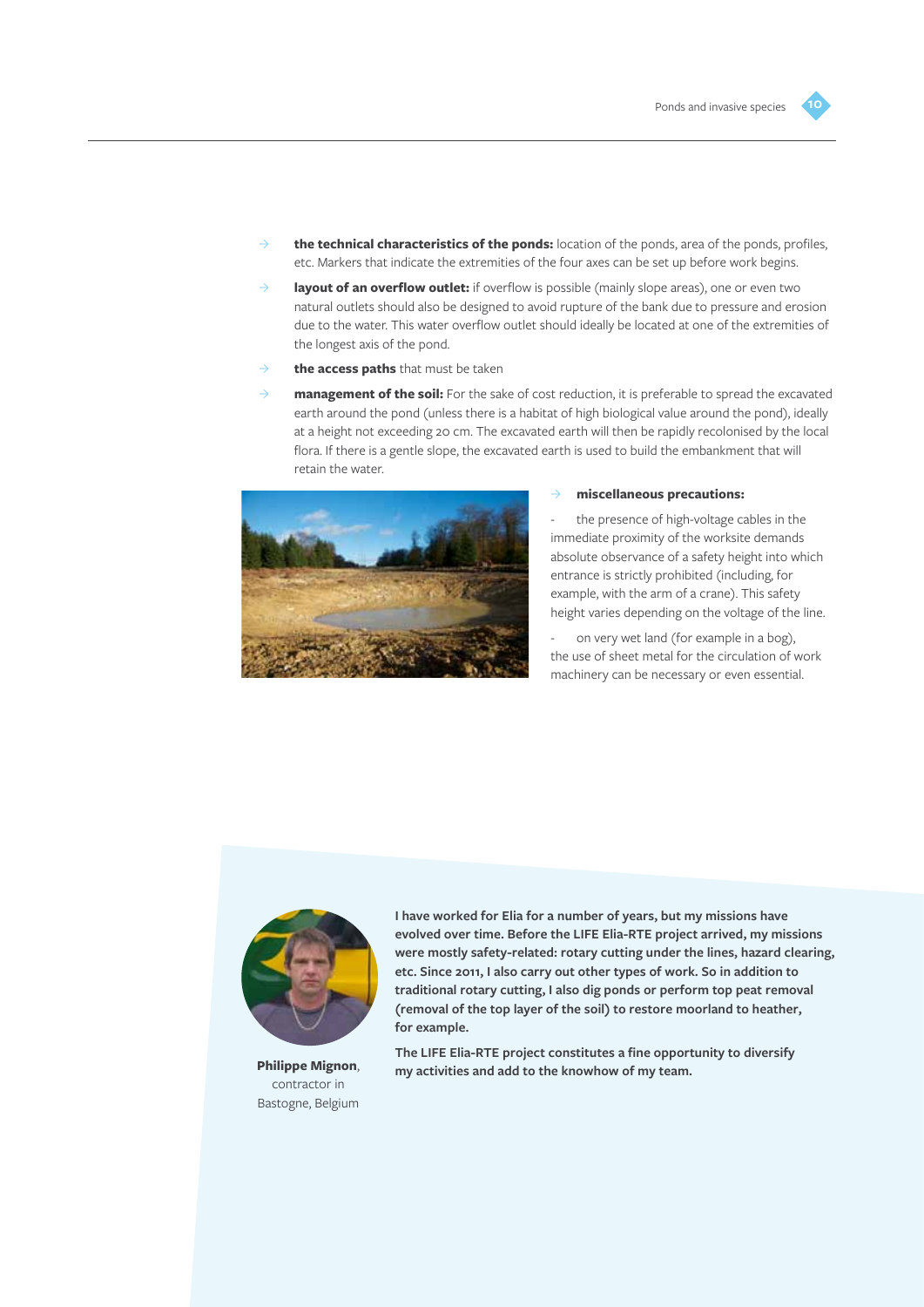- **the technical characteristics of the ponds:** location of the ponds, area of the ponds, profiles, etc. Markers that indicate the extremities of the four axes can be set up before work begins.
- **layout of an overflow outlet:** if overflow is possible (mainly slope areas), one or even two natural outlets should also be designed to avoid rupture of the bank due to pressure and erosion due to the water. This water overflow outlet should ideally be located at one of the extremities of the longest axis of the pond.
- **the access paths** that must be taken
- **management of the soil:** For the sake of cost reduction, it is preferable to spread the excavated earth around the pond (unless there is a habitat of high biological value around the pond), ideally at a height not exceeding 20 cm. The excavated earth will then be rapidly recolonised by the local flora. If there is a gentle slope, the excavated earth is used to build the embankment that will retain the water.
- **miscellaneous precautions:**
  - the presence of high-voltage cables in the immediate proximity of the worksite demands absolute observance of a safety height into which entrance is strictly prohibited (including, for example, with the arm of a crane). This safety height varies depending on the voltage of the line.
  - on very wet land (for example in a bog), the use of sheet metal for the circulation of work machinery can be necessary or even essential.

**I have worked for Elia for a number of years, but my missions have evolved over time. Before the LIFE Elia-RTE project arrived, my missions were mostly safety-related: rotary cutting under the lines, hazard clearing, etc. Since 2011, I also carry out other types of work. So in addition to traditional rotary cutting, I also dig ponds or perform top peat removal (removal of the top layer of the soil) to restore moorland to heather, for example.**

**The LIFE Elia-RTE project constitutes a fine opportunity to diversify my activities and add to the knowhow of my team.**

**Philippe Mignon**, contractor in Bastogne, Belgium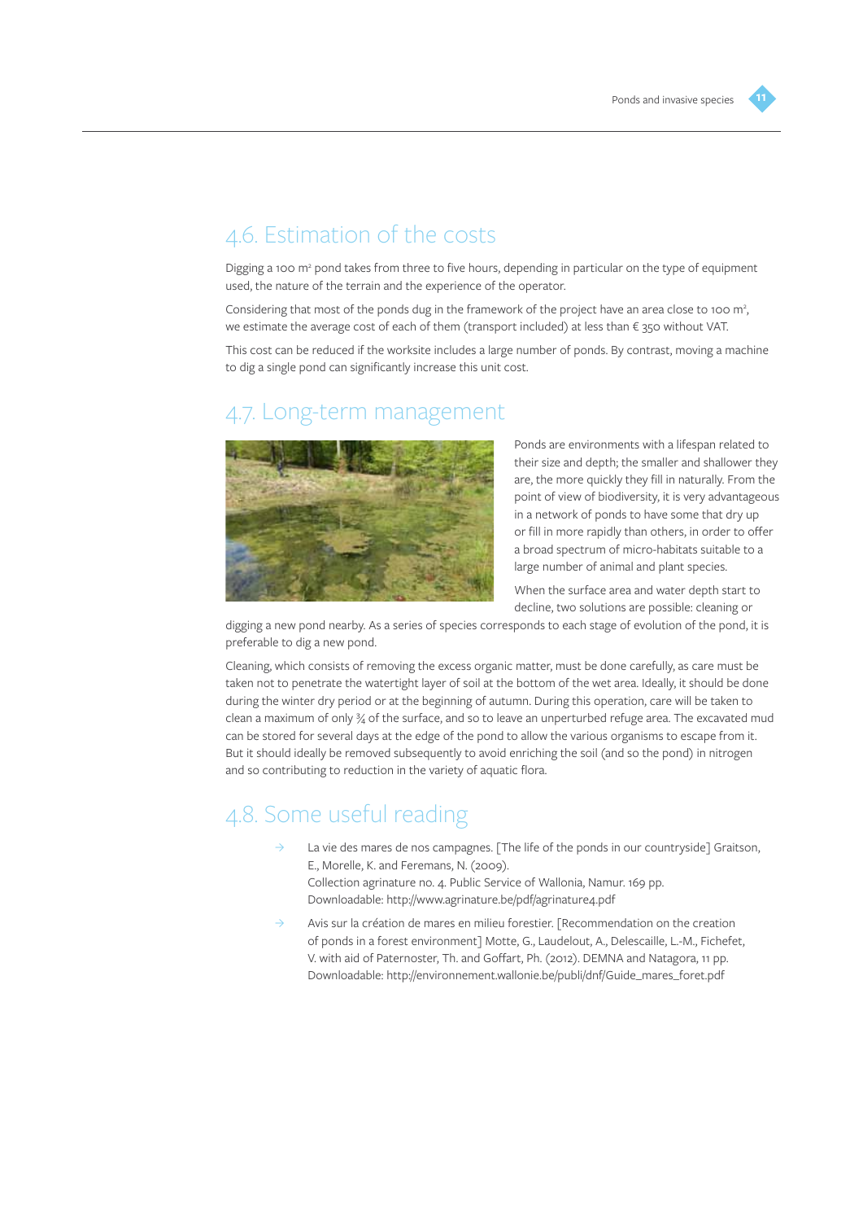## 4.6. Estimation of the costs

Digging a 100 m² pond takes from three to five hours, depending in particular on the type of equipment used, the nature of the terrain and the experience of the operator.

Considering that most of the ponds dug in the framework of the project have an area close to 100 m², we estimate the average cost of each of them (transport included) at less than € 350 without VAT.

This cost can be reduced if the worksite includes a large number of ponds. By contrast, moving a machine to dig a single pond can significantly increase this unit cost.

## 4.7. Long-term management

Ponds are environments with a lifespan related to their size and depth; the smaller and shallower they are, the more quickly they fill in naturally. From the point of view of biodiversity, it is very advantageous in a network of ponds to have some that dry up or fill in more rapidly than others, in order to offer a broad spectrum of micro-habitats suitable to a large number of animal and plant species.

When the surface area and water depth start to decline, two solutions are possible: cleaning or digging a new pond nearby. As a series of species corresponds to each stage of evolution of the pond, it is preferable to dig a new pond.

Cleaning, which consists of removing the excess organic matter, must be done carefully, as care must be taken not to penetrate the watertight layer of soil at the bottom of the wet area. Ideally, it should be done during the winter dry period or at the beginning of autumn. During this operation, care will be taken to clean a maximum of only ¾ of the surface, and so to leave an unperturbed refuge area. The excavated mud can be stored for several days at the edge of the pond to allow the various organisms to escape from it. But it should ideally be removed subsequently to avoid enriching the soil (and so the pond) in nitrogen and so contributing to reduction in the variety of aquatic flora.

## 4.8. Some useful reading

- La vie des mares de nos campagnes. [The life of the ponds in our countryside] Graitson, E., Morelle, K. and Feremans, N. (2009).
  Collection agrinature no. 4. Public Service of Wallonia, Namur. 169 pp.
  Downloadable: http://www.agrinature.be/pdf/agrinature4.pdf
- Avis sur la création de mares en milieu forestier. [Recommendation on the creation of ponds in a forest environment] Motte, G., Laudelout, A., Delescaille, L.-M., Fichefet, V. with aid of Paternoster, Th. and Goffart, Ph. (2012). DEMNA and Natagora, 11 pp.
  Downloadable: http://environnement.wallonie.be/publi/dnf/Guide_mares_foret.pdf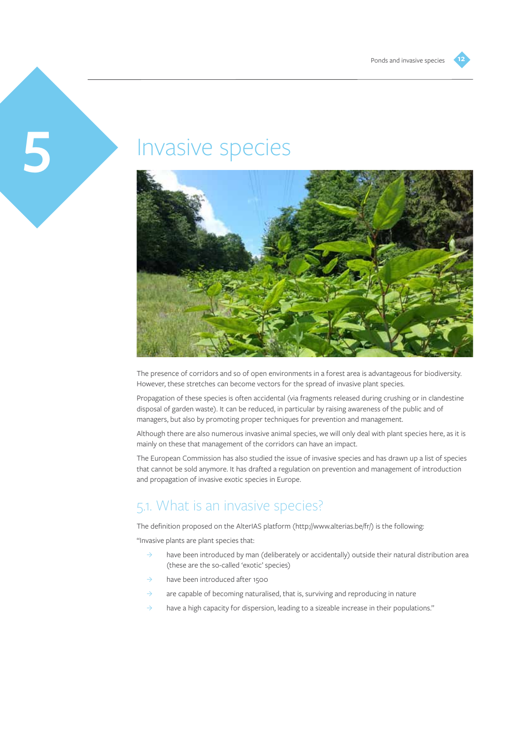# 5 Invasive species

The presence of corridors and so of open environments in a forest area is advantageous for biodiversity. However, these stretches can become vectors for the spread of invasive plant species.

Propagation of these species is often accidental (via fragments released during crushing or in clandestine disposal of garden waste). It can be reduced, in particular by raising awareness of the public and of managers, but also by promoting proper techniques for prevention and management.

Although there are also numerous invasive animal species, we will only deal with plant species here, as it is mainly on these that management of the corridors can have an impact.

The European Commission has also studied the issue of invasive species and has drawn up a list of species that cannot be sold anymore. It has drafted a regulation on prevention and management of introduction and propagation of invasive exotic species in Europe.

## 5.1. What is an invasive species?

The definition proposed on the AlterIAS platform (http://www.alterias.be/fr/) is the following:

"Invasive plants are plant species that:

- have been introduced by man (deliberately or accidentally) outside their natural distribution area (these are the so-called 'exotic' species)
- have been introduced after 1500
- are capable of becoming naturalised, that is, surviving and reproducing in nature
- have a high capacity for dispersion, leading to a sizeable increase in their populations."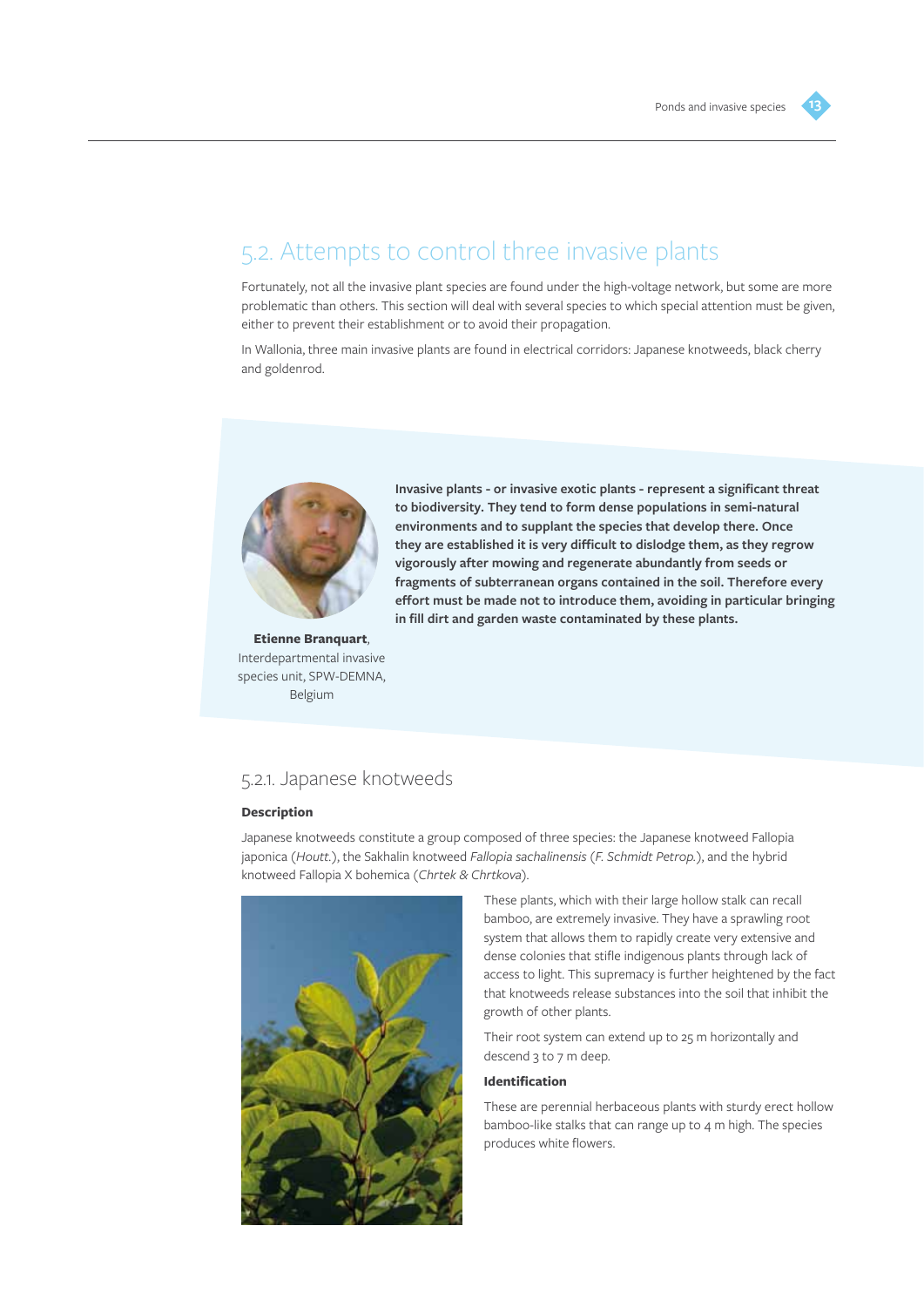## 5.2. Attempts to control three invasive plants

Fortunately, not all the invasive plant species are found under the high-voltage network, but some are more problematic than others. This section will deal with several species to which special attention must be given, either to prevent their establishment or to avoid their propagation.

In Wallonia, three main invasive plants are found in electrical corridors: Japanese knotweeds, black cherry and goldenrod.

**Invasive plants - or invasive exotic plants - represent a significant threat to biodiversity. They tend to form dense populations in semi-natural environments and to supplant the species that develop there. Once they are established it is very difficult to dislodge them, as they regrow vigorously after mowing and regenerate abundantly from seeds or fragments of subterranean organs contained in the soil. Therefore every effort must be made not to introduce them, avoiding in particular bringing in fill dirt and garden waste contaminated by these plants.**

**Etienne Branquart**, Interdepartmental invasive species unit, SPW-DEMNA, Belgium

### 5.2.1. Japanese knotweeds

**Description**

Japanese knotweeds constitute a group composed of three species: the Japanese knotweed Fallopia japonica (*Houtt.*), the Sakhalin knotweed *Fallopia sachalinensis* (*F. Schmidt Petrop.*), and the hybrid knotweed Fallopia X bohemica (*Chrtek & Chrtkova*).

These plants, which with their large hollow stalk can recall bamboo, are extremely invasive. They have a sprawling root system that allows them to rapidly create very extensive and dense colonies that stifle indigenous plants through lack of access to light. This supremacy is further heightened by the fact that knotweeds release substances into the soil that inhibit the growth of other plants.

Their root system can extend up to 25 m horizontally and descend 3 to 7 m deep.

**Identification**

These are perennial herbaceous plants with sturdy erect hollow bamboo-like stalks that can range up to 4 m high. The species produces white flowers.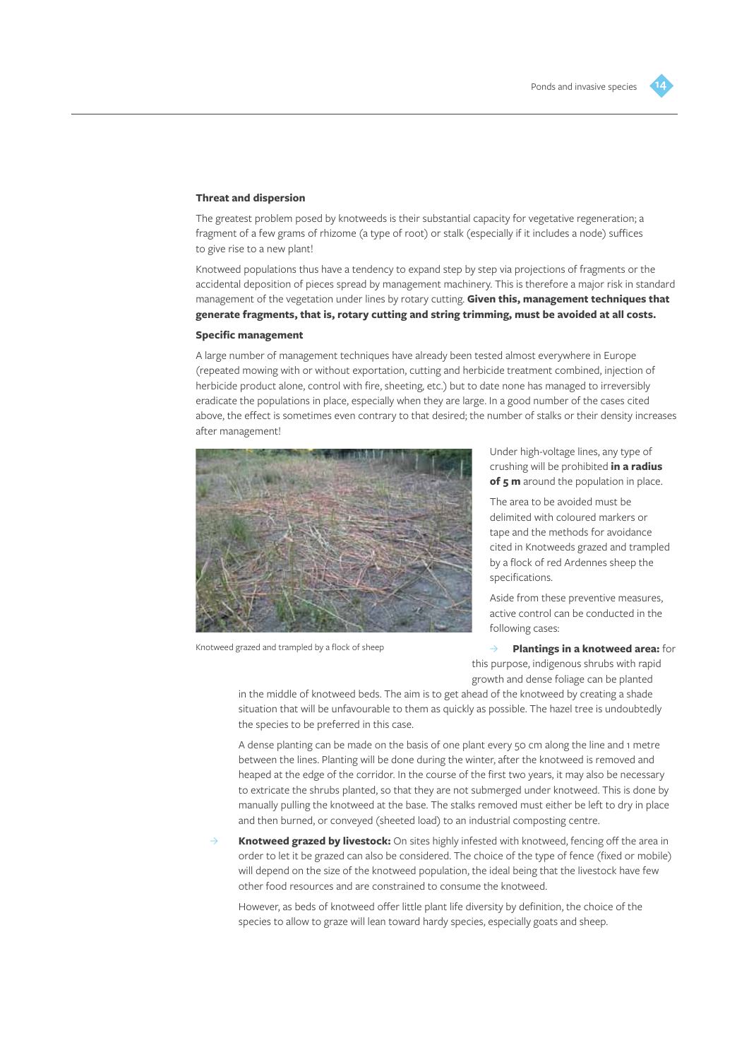**Threat and dispersion**

The greatest problem posed by knotweeds is their substantial capacity for vegetative regeneration; a fragment of a few grams of rhizome (a type of root) or stalk (especially if it includes a node) suffices to give rise to a new plant!

Knotweed populations thus have a tendency to expand step by step via projections of fragments or the accidental deposition of pieces spread by management machinery. This is therefore a major risk in standard management of the vegetation under lines by rotary cutting. **Given this, management techniques that generate fragments, that is, rotary cutting and string trimming, must be avoided at all costs.**

**Specific management**

A large number of management techniques have already been tested almost everywhere in Europe (repeated mowing with or without exportation, cutting and herbicide treatment combined, injection of herbicide product alone, control with fire, sheeting, etc.) but to date none has managed to irreversibly eradicate the populations in place, especially when they are large. In a good number of the cases cited above, the effect is sometimes even contrary to that desired; the number of stalks or their density increases after management!

Knotweed grazed and trampled by a flock of sheep

Under high-voltage lines, any type of crushing will be prohibited **in a radius of 5 m** around the population in place.

The area to be avoided must be delimited with coloured markers or tape and the methods for avoidance cited in Knotweeds grazed and trampled by a flock of red Ardennes sheep the specifications.

Aside from these preventive measures, active control can be conducted in the following cases:

- **Plantings in a knotweed area:** for this purpose, indigenous shrubs with rapid growth and dense foliage can be planted in the middle of knotweed beds. The aim is to get ahead of the knotweed by creating a shade situation that will be unfavourable to them as quickly as possible. The hazel tree is undoubtedly the species to be preferred in this case.

  A dense planting can be made on the basis of one plant every 50 cm along the line and 1 metre between the lines. Planting will be done during the winter, after the knotweed is removed and heaped at the edge of the corridor. In the course of the first two years, it may also be necessary to extricate the shrubs planted, so that they are not submerged under knotweed. This is done by manually pulling the knotweed at the base. The stalks removed must either be left to dry in place and then burned, or conveyed (sheeted load) to an industrial composting centre.

- **Knotweed grazed by livestock:** On sites highly infested with knotweed, fencing off the area in order to let it be grazed can also be considered. The choice of the type of fence (fixed or mobile) will depend on the size of the knotweed population, the ideal being that the livestock have few other food resources and are constrained to consume the knotweed.

  However, as beds of knotweed offer little plant life diversity by definition, the choice of the species to allow to graze will lean toward hardy species, especially goats and sheep.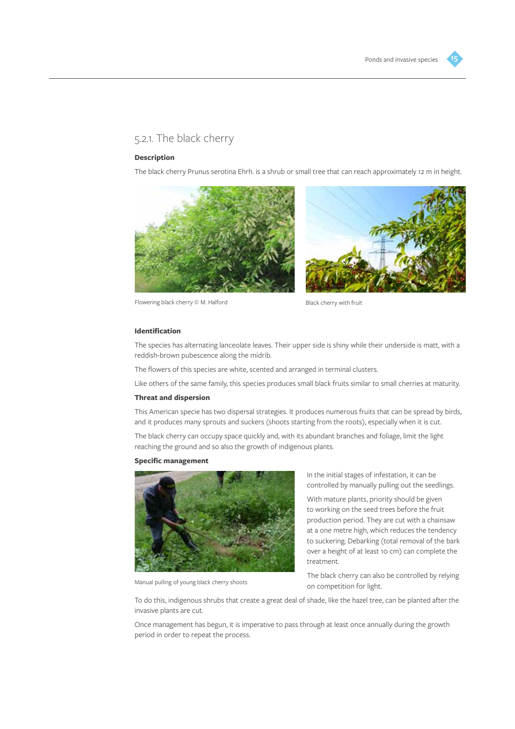### 5.2.1. The black cherry

**Description**

The black cherry Prunus serotina Ehrh. is a shrub or small tree that can reach approximately 12 m in height.

Flowering black cherry © M. Halford

Black cherry with fruit

**Identification**

The species has alternating lanceolate leaves. Their upper side is shiny while their underside is matt, with a reddish-brown pubescence along the midrib.

The flowers of this species are white, scented and arranged in terminal clusters.

Like others of the same family, this species produces small black fruits similar to small cherries at maturity.

**Threat and dispersion**

This American specie has two dispersal strategies. It produces numerous fruits that can be spread by birds, and it produces many sprouts and suckers (shoots starting from the roots), especially when it is cut.

The black cherry can occupy space quickly and, with its abundant branches and foliage, limit the light reaching the ground and so also the growth of indigenous plants.

**Specific management**

Manual pulling of young black cherry shoots

In the initial stages of infestation, it can be controlled by manually pulling out the seedlings.

With mature plants, priority should be given to working on the seed trees before the fruit production period. They are cut with a chainsaw at a one metre high, which reduces the tendency to suckering. Debarking (total removal of the bark over a height of at least 10 cm) can complete the treatment.

The black cherry can also be controlled by relying on competition for light.

To do this, indigenous shrubs that create a great deal of shade, like the hazel tree, can be planted after the invasive plants are cut.

Once management has begun, it is imperative to pass through at least once annually during the growth period in order to repeat the process.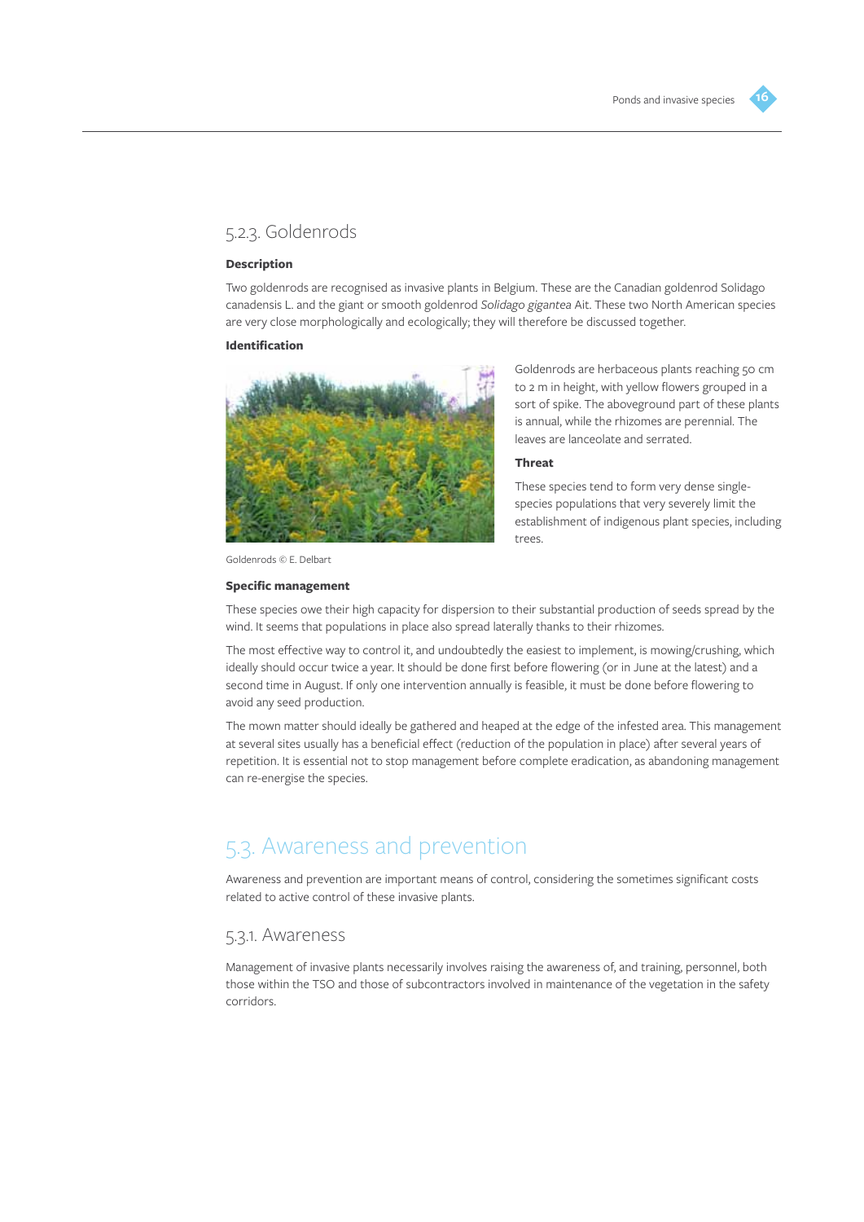### 5.2.3. Goldenrods

**Description**

Two goldenrods are recognised as invasive plants in Belgium. These are the Canadian goldenrod Solidago canadensis L. and the giant or smooth goldenrod *Solidago gigantea* Ait. These two North American species are very close morphologically and ecologically; they will therefore be discussed together.

**Identification**

Goldenrods are herbaceous plants reaching 50 cm to 2 m in height, with yellow flowers grouped in a sort of spike. The aboveground part of these plants is annual, while the rhizomes are perennial. The leaves are lanceolate and serrated.

Goldenrods © E. Delbart

**Threat**

These species tend to form very dense single-species populations that very severely limit the establishment of indigenous plant species, including trees.

**Specific management**

These species owe their high capacity for dispersion to their substantial production of seeds spread by the wind. It seems that populations in place also spread laterally thanks to their rhizomes.

The most effective way to control it, and undoubtedly the easiest to implement, is mowing/crushing, which ideally should occur twice a year. It should be done first before flowering (or in June at the latest) and a second time in August. If only one intervention annually is feasible, it must be done before flowering to avoid any seed production.

The mown matter should ideally be gathered and heaped at the edge of the infested area. This management at several sites usually has a beneficial effect (reduction of the population in place) after several years of repetition. It is essential not to stop management before complete eradication, as abandoning management can re-energise the species.

## 5.3. Awareness and prevention

Awareness and prevention are important means of control, considering the sometimes significant costs related to active control of these invasive plants.

### 5.3.1. Awareness

Management of invasive plants necessarily involves raising the awareness of, and training, personnel, both those within the TSO and those of subcontractors involved in maintenance of the vegetation in the safety corridors.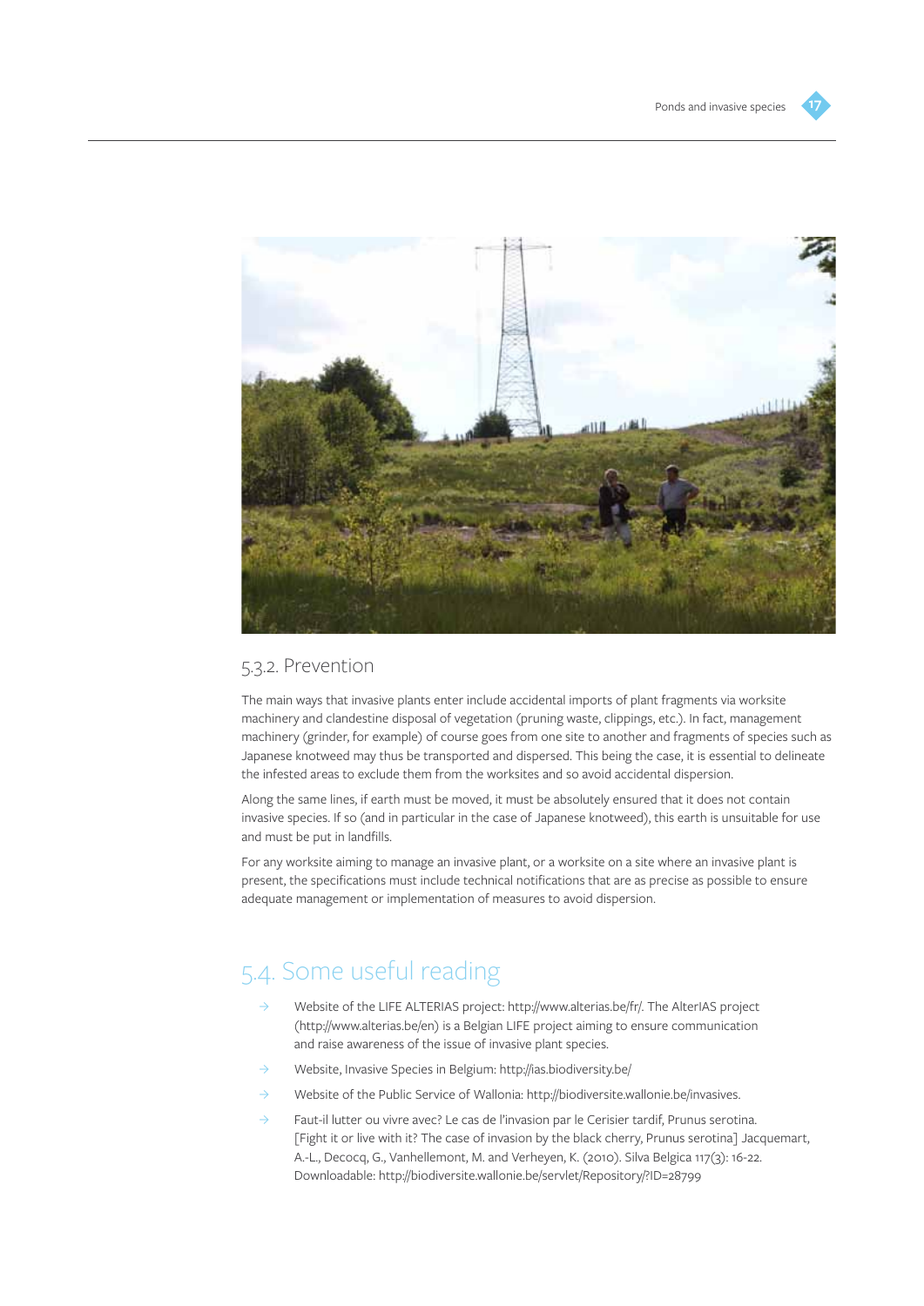### 5.3.2. Prevention

The main ways that invasive plants enter include accidental imports of plant fragments via worksite machinery and clandestine disposal of vegetation (pruning waste, clippings, etc.). In fact, management machinery (grinder, for example) of course goes from one site to another and fragments of species such as Japanese knotweed may thus be transported and dispersed. This being the case, it is essential to delineate the infested areas to exclude them from the worksites and so avoid accidental dispersion.

Along the same lines, if earth must be moved, it must be absolutely ensured that it does not contain invasive species. If so (and in particular in the case of Japanese knotweed), this earth is unsuitable for use and must be put in landfills.

For any worksite aiming to manage an invasive plant, or a worksite on a site where an invasive plant is present, the specifications must include technical notifications that are as precise as possible to ensure adequate management or implementation of measures to avoid dispersion.

## 5.4. Some useful reading

- Website of the LIFE ALTERIAS project: http://www.alterias.be/fr/. The AlterIAS project (http://www.alterias.be/en) is a Belgian LIFE project aiming to ensure communication and raise awareness of the issue of invasive plant species.
- Website, Invasive Species in Belgium: http://ias.biodiversity.be/
- Website of the Public Service of Wallonia: http://biodiversite.wallonie.be/invasives.
- Faut-il lutter ou vivre avec? Le cas de l'invasion par le Cerisier tardif, Prunus serotina. [Fight it or live with it? The case of invasion by the black cherry, Prunus serotina] Jacquemart, A.-L., Decocq, G., Vanhellemont, M. and Verheyen, K. (2010). Silva Belgica 117(3): 16-22. Downloadable: http://biodiversite.wallonie.be/servlet/Repository/?ID=28799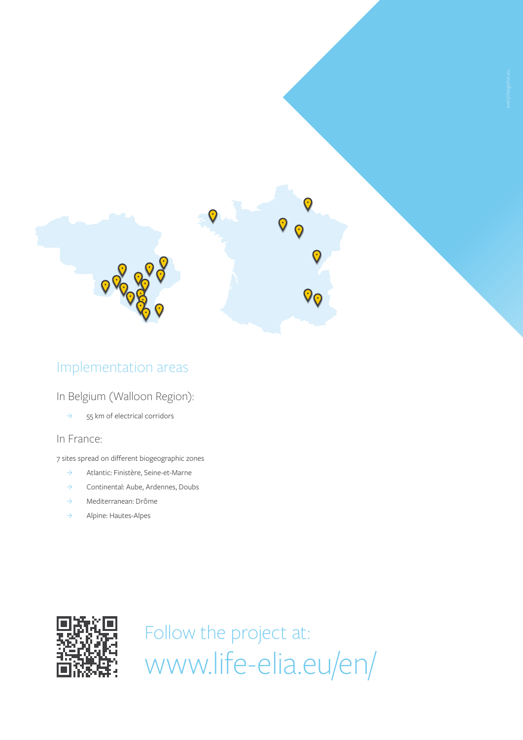## Implementation areas

### In Belgium (Walloon Region):

- 55 km of electrical corridors

### In France:

7 sites spread on different biogeographic zones

- Atlantic: Finistère, Seine-et-Marne
- Continental: Aube, Ardennes, Doubs
- Mediterranean: Drôme
- Alpine: Hautes-Alpes

Follow the project at:
www.life-elia.eu/en/